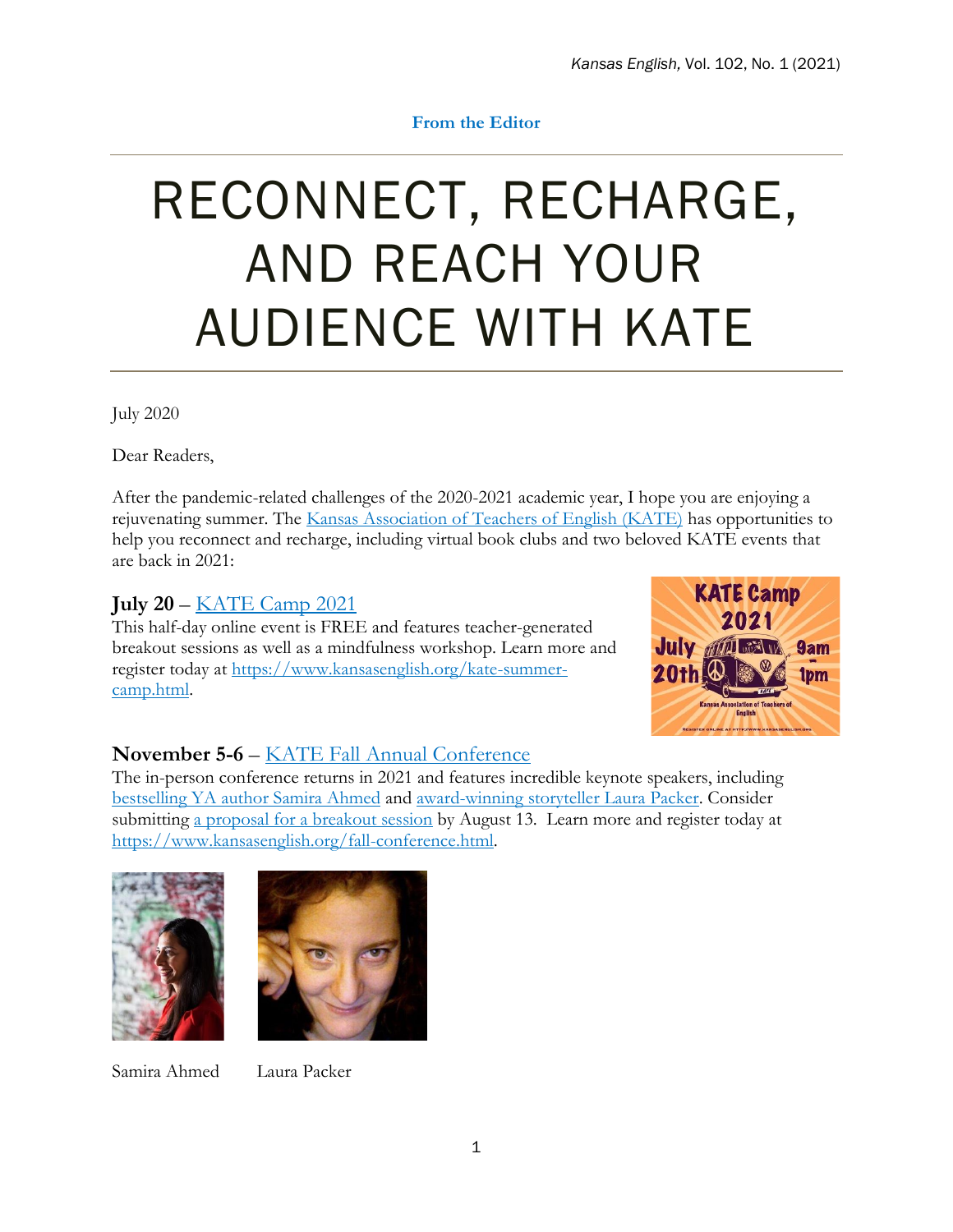From the Editor

# RECONNECT, RECHARGE, AND REACH YOUR AUDIENCE WITH KATE

July 2020

Dear Readers,

After the pandemic-related challenges of the 2020-2021 academic year, I hope you are enjoying a rejuvenating summer. The Kansas Association of Teachers of English (KATE) has opportunities to help you reconnect and recharge, including virtual book clubs and two beloved KATE events that are back in 2021:

### July 20 – KATE Camp 2021

This half-day online event is FREE and features teacher-generated breakout sessions as well as a mindfulness workshop. Learn more and register today at https://www.kansasenglish.org/kate-summer-camp.html.

### November 5-6 – KATE Fall Annual Conference

The in-person conference returns in 2021 and features incredible keynote speakers, including bestselling YA author Samira Ahmed and award-winning storyteller Laura Packer. Consider submitting a proposal for a breakout session by August 13. Learn more and register today at https://www.kansasenglish.org/fall-conference.html.

Samira Ahmed

Laura Packer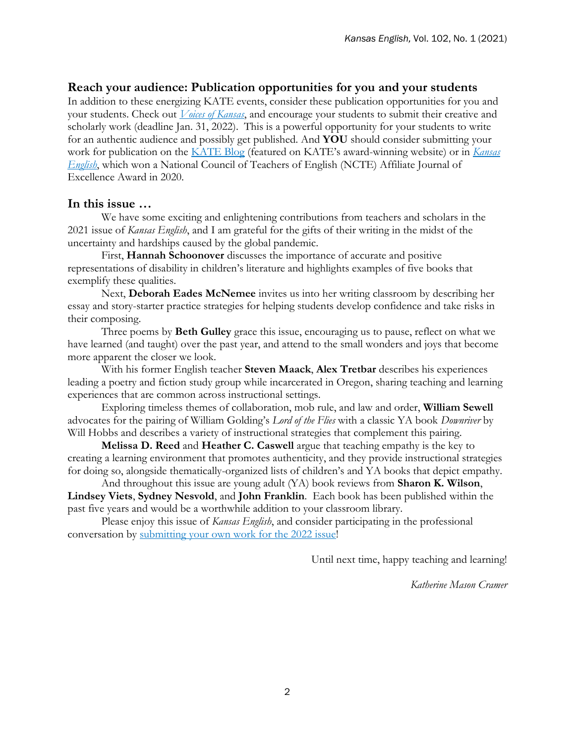## Reach your audience: Publication opportunities for you and your students

In addition to these energizing KATE events, consider these publication opportunities for you and your students. Check out [*Voices of Kansas*](), and encourage your students to submit their creative and scholarly work (deadline Jan. 31, 2022). This is a powerful opportunity for your students to write for an authentic audience and possibly get published. And **YOU** should consider submitting your work for publication on the [KATE Blog]() (featured on KATE's award-winning website) or in [*Kansas English*](), which won a National Council of Teachers of English (NCTE) Affiliate Journal of Excellence Award in 2020.

## In this issue …

We have some exciting and enlightening contributions from teachers and scholars in the 2021 issue of *Kansas English*, and I am grateful for the gifts of their writing in the midst of the uncertainty and hardships caused by the global pandemic.

First, **Hannah Schoonover** discusses the importance of accurate and positive representations of disability in children's literature and highlights examples of five books that exemplify these qualities.

Next, **Deborah Eades McNemee** invites us into her writing classroom by describing her essay and story-starter practice strategies for helping students develop confidence and take risks in their composing.

Three poems by **Beth Gulley** grace this issue, encouraging us to pause, reflect on what we have learned (and taught) over the past year, and attend to the small wonders and joys that become more apparent the closer we look.

With his former English teacher **Steven Maack**, **Alex Tretbar** describes his experiences leading a poetry and fiction study group while incarcerated in Oregon, sharing teaching and learning experiences that are common across instructional settings.

Exploring timeless themes of collaboration, mob rule, and law and order, **William Sewell** advocates for the pairing of William Golding's *Lord of the Flies* with a classic YA book *Downriver* by Will Hobbs and describes a variety of instructional strategies that complement this pairing.

**Melissa D. Reed** and **Heather C. Caswell** argue that teaching empathy is the key to creating a learning environment that promotes authenticity, and they provide instructional strategies for doing so, alongside thematically-organized lists of children's and YA books that depict empathy.

And throughout this issue are young adult (YA) book reviews from **Sharon K. Wilson**, **Lindsey Viets**, **Sydney Nesvold**, and **John Franklin**. Each book has been published within the past five years and would be a worthwhile addition to your classroom library.

Please enjoy this issue of *Kansas English*, and consider participating in the professional conversation by [submitting your own work for the 2022 issue]()!

Until next time, happy teaching and learning!

*Katherine Mason Cramer*